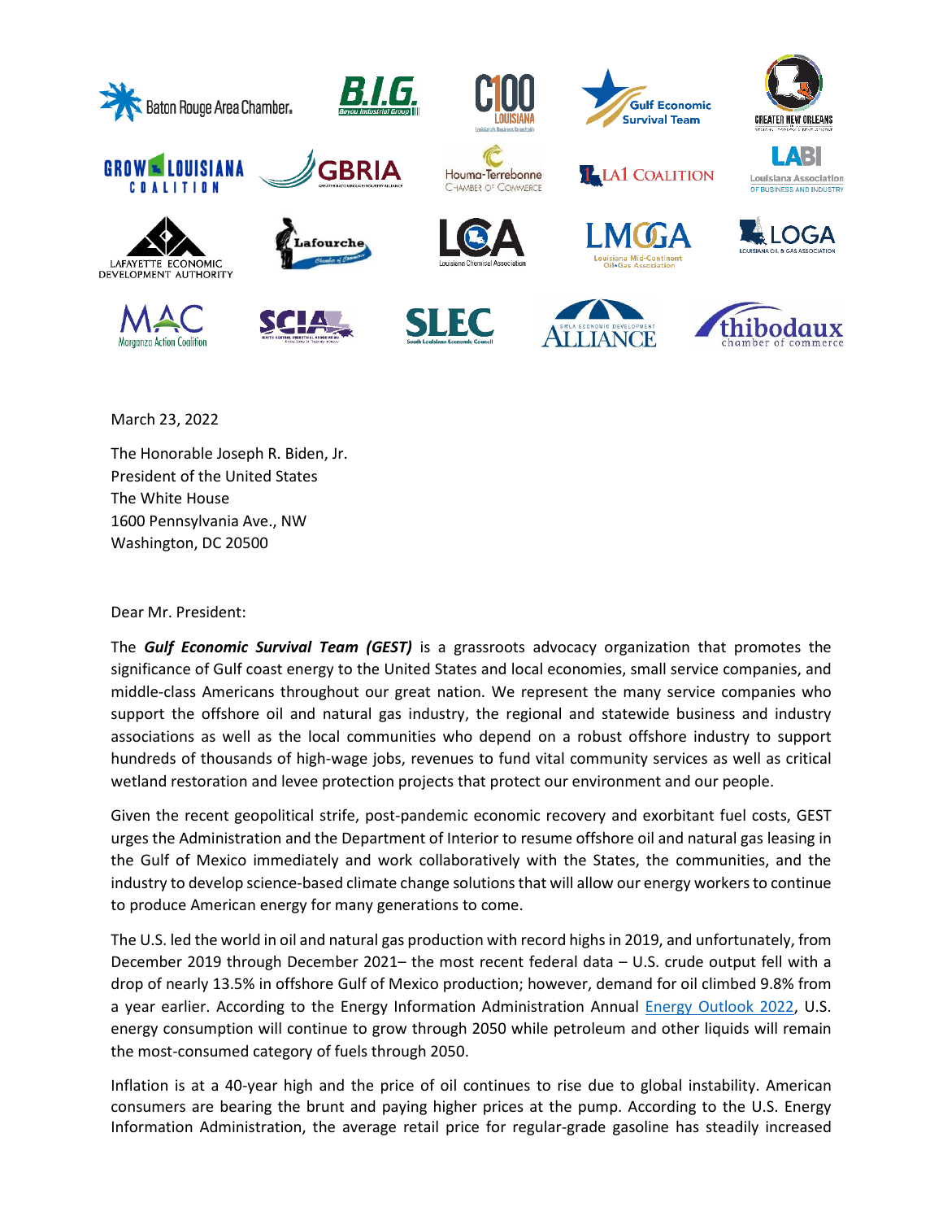March 23, 2022

The Honorable Joseph R. Biden, Jr.
President of the United States
The White House
1600 Pennsylvania Ave., NW
Washington, DC 20500

Dear Mr. President:

The ***Gulf Economic Survival Team (GEST)*** is a grassroots advocacy organization that promotes the significance of Gulf coast energy to the United States and local economies, small service companies, and middle-class Americans throughout our great nation. We represent the many service companies who support the offshore oil and natural gas industry, the regional and statewide business and industry associations as well as the local communities who depend on a robust offshore industry to support hundreds of thousands of high-wage jobs, revenues to fund vital community services as well as critical wetland restoration and levee protection projects that protect our environment and our people.

Given the recent geopolitical strife, post-pandemic economic recovery and exorbitant fuel costs, GEST urges the Administration and the Department of Interior to resume offshore oil and natural gas leasing in the Gulf of Mexico immediately and work collaboratively with the States, the communities, and the industry to develop science-based climate change solutions that will allow our energy workers to continue to produce American energy for many generations to come.

The U.S. led the world in oil and natural gas production with record highs in 2019, and unfortunately, from December 2019 through December 2021– the most recent federal data – U.S. crude output fell with a drop of nearly 13.5% in offshore Gulf of Mexico production; however, demand for oil climbed 9.8% from a year earlier. According to the Energy Information Administration Annual Energy Outlook 2022, U.S. energy consumption will continue to grow through 2050 while petroleum and other liquids will remain the most-consumed category of fuels through 2050.

Inflation is at a 40-year high and the price of oil continues to rise due to global instability. American consumers are bearing the brunt and paying higher prices at the pump. According to the U.S. Energy Information Administration, the average retail price for regular-grade gasoline has steadily increased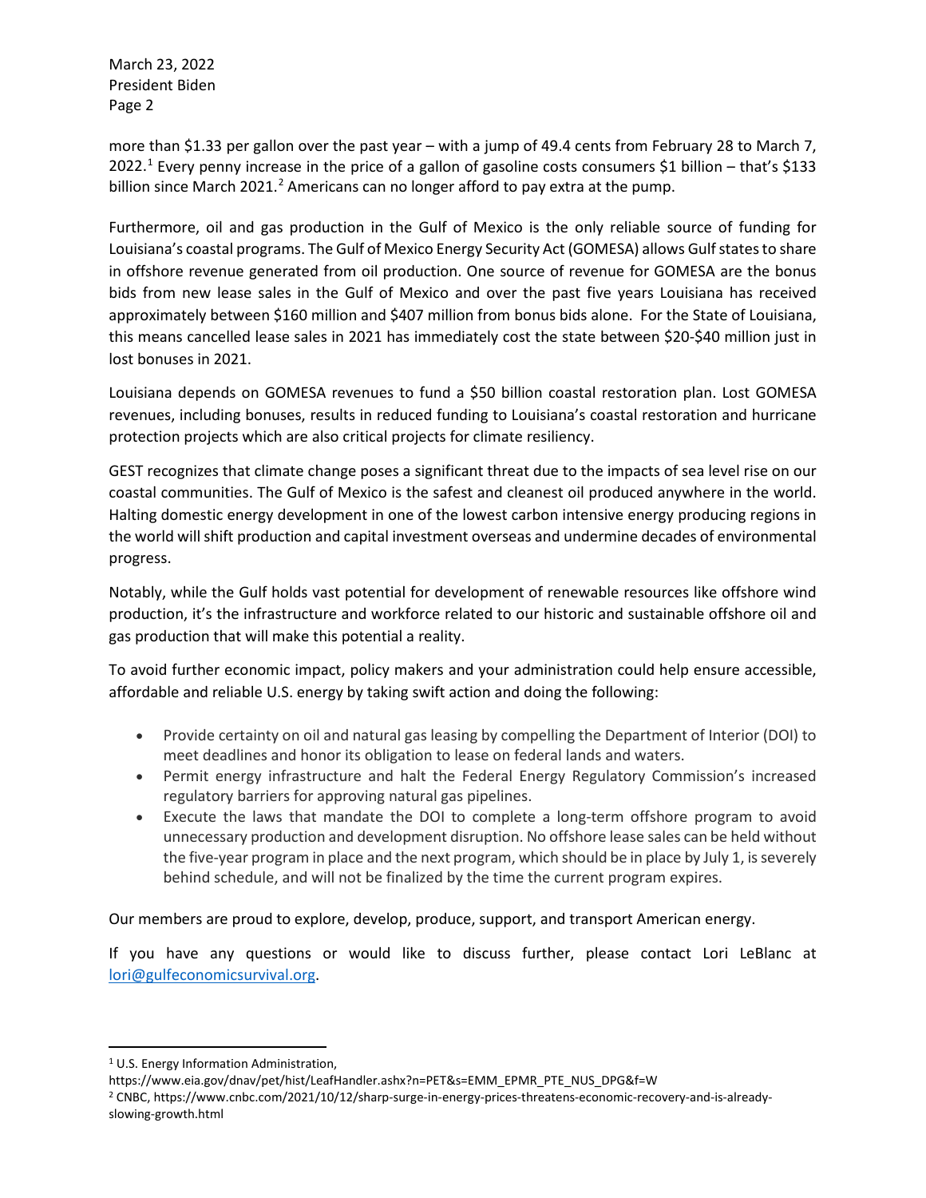more than $1.33 per gallon over the past year – with a jump of 49.4 cents from February 28 to March 7, 2022.[1] Every penny increase in the price of a gallon of gasoline costs consumers $1 billion – that's $133 billion since March 2021.[2] Americans can no longer afford to pay extra at the pump.

Furthermore, oil and gas production in the Gulf of Mexico is the only reliable source of funding for Louisiana's coastal programs. The Gulf of Mexico Energy Security Act (GOMESA) allows Gulf states to share in offshore revenue generated from oil production. One source of revenue for GOMESA are the bonus bids from new lease sales in the Gulf of Mexico and over the past five years Louisiana has received approximately between $160 million and $407 million from bonus bids alone. For the State of Louisiana, this means cancelled lease sales in 2021 has immediately cost the state between $20-$40 million just in lost bonuses in 2021.

Louisiana depends on GOMESA revenues to fund a $50 billion coastal restoration plan. Lost GOMESA revenues, including bonuses, results in reduced funding to Louisiana's coastal restoration and hurricane protection projects which are also critical projects for climate resiliency.

GEST recognizes that climate change poses a significant threat due to the impacts of sea level rise on our coastal communities. The Gulf of Mexico is the safest and cleanest oil produced anywhere in the world. Halting domestic energy development in one of the lowest carbon intensive energy producing regions in the world will shift production and capital investment overseas and undermine decades of environmental progress.

Notably, while the Gulf holds vast potential for development of renewable resources like offshore wind production, it's the infrastructure and workforce related to our historic and sustainable offshore oil and gas production that will make this potential a reality.

To avoid further economic impact, policy makers and your administration could help ensure accessible, affordable and reliable U.S. energy by taking swift action and doing the following:

- Provide certainty on oil and natural gas leasing by compelling the Department of Interior (DOI) to meet deadlines and honor its obligation to lease on federal lands and waters.
- Permit energy infrastructure and halt the Federal Energy Regulatory Commission's increased regulatory barriers for approving natural gas pipelines.
- Execute the laws that mandate the DOI to complete a long-term offshore program to avoid unnecessary production and development disruption. No offshore lease sales can be held without the five-year program in place and the next program, which should be in place by July 1, is severely behind schedule, and will not be finalized by the time the current program expires.

Our members are proud to explore, develop, produce, support, and transport American energy.

If you have any questions or would like to discuss further, please contact Lori LeBlanc at [lori@gulfeconomicsurvival.org](mailto:lori@gulfeconomicsurvival.org).

---

[1] U.S. Energy Information Administration,
https://www.eia.gov/dnav/pet/hist/LeafHandler.ashx?n=PET&s=EMM_EPMR_PTE_NUS_DPG&f=W

[2] CNBC, https://www.cnbc.com/2021/10/12/sharp-surge-in-energy-prices-threatens-economic-recovery-and-is-already-slowing-growth.html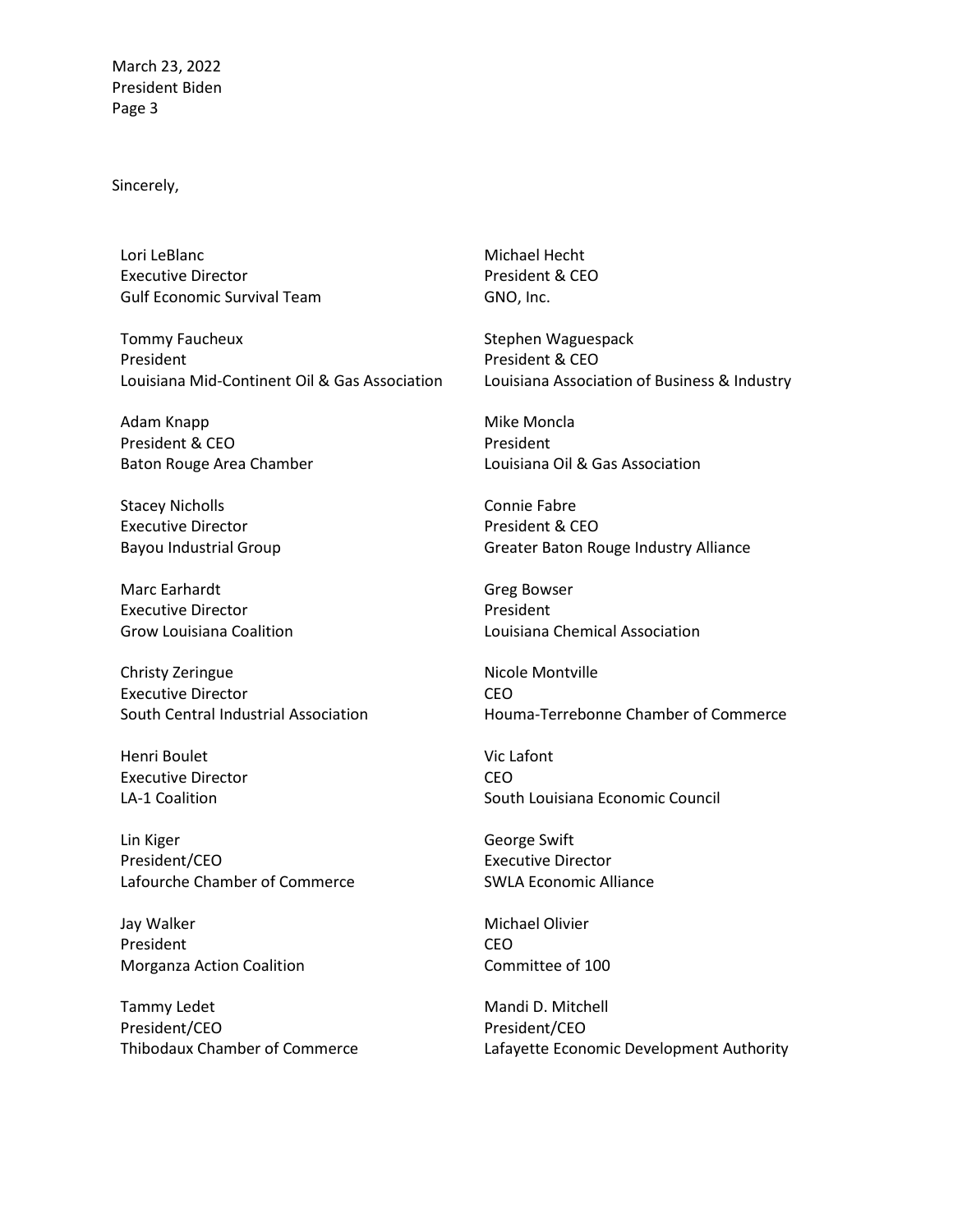Sincerely,

Lori LeBlanc
Executive Director
Gulf Economic Survival Team

Michael Hecht
President & CEO
GNO, Inc.

Tommy Faucheux
President
Louisiana Mid-Continent Oil & Gas Association

Stephen Waguespack
President & CEO
Louisiana Association of Business & Industry

Adam Knapp
President & CEO
Baton Rouge Area Chamber

Mike Moncla
President
Louisiana Oil & Gas Association

Stacey Nicholls
Executive Director
Bayou Industrial Group

Connie Fabre
President & CEO
Greater Baton Rouge Industry Alliance

Marc Earhardt
Executive Director
Grow Louisiana Coalition

Greg Bowser
President
Louisiana Chemical Association

Christy Zeringue
Executive Director
South Central Industrial Association

Nicole Montville
CEO
Houma-Terrebonne Chamber of Commerce

Henri Boulet
Executive Director
LA-1 Coalition

Vic Lafont
CEO
South Louisiana Economic Council

Lin Kiger
President/CEO
Lafourche Chamber of Commerce

George Swift
Executive Director
SWLA Economic Alliance

Jay Walker
President
Morganza Action Coalition

Michael Olivier
CEO
Committee of 100

Tammy Ledet
President/CEO
Thibodaux Chamber of Commerce

Mandi D. Mitchell
President/CEO
Lafayette Economic Development Authority